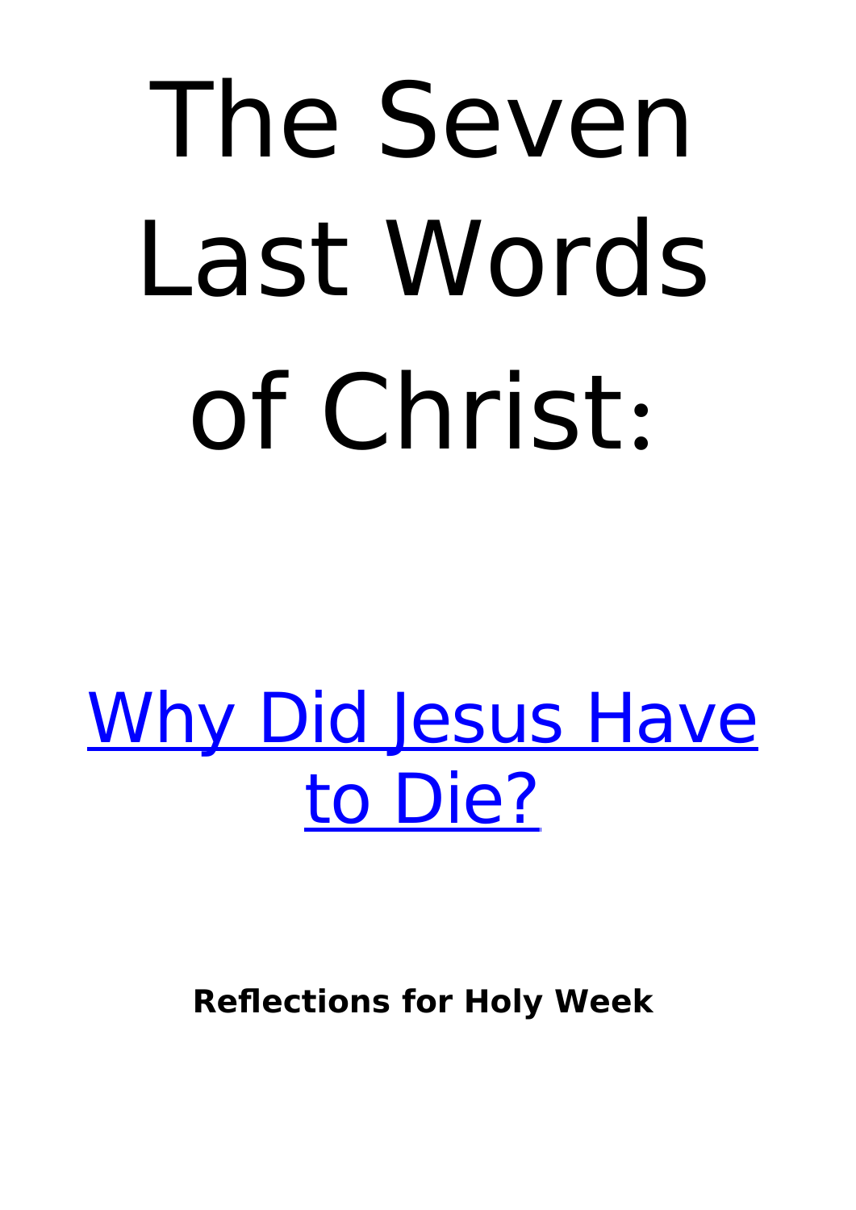# The Seven Last Words of Christ:

## Why Did Jesus Have to Die?

**Reflections for Holy Week**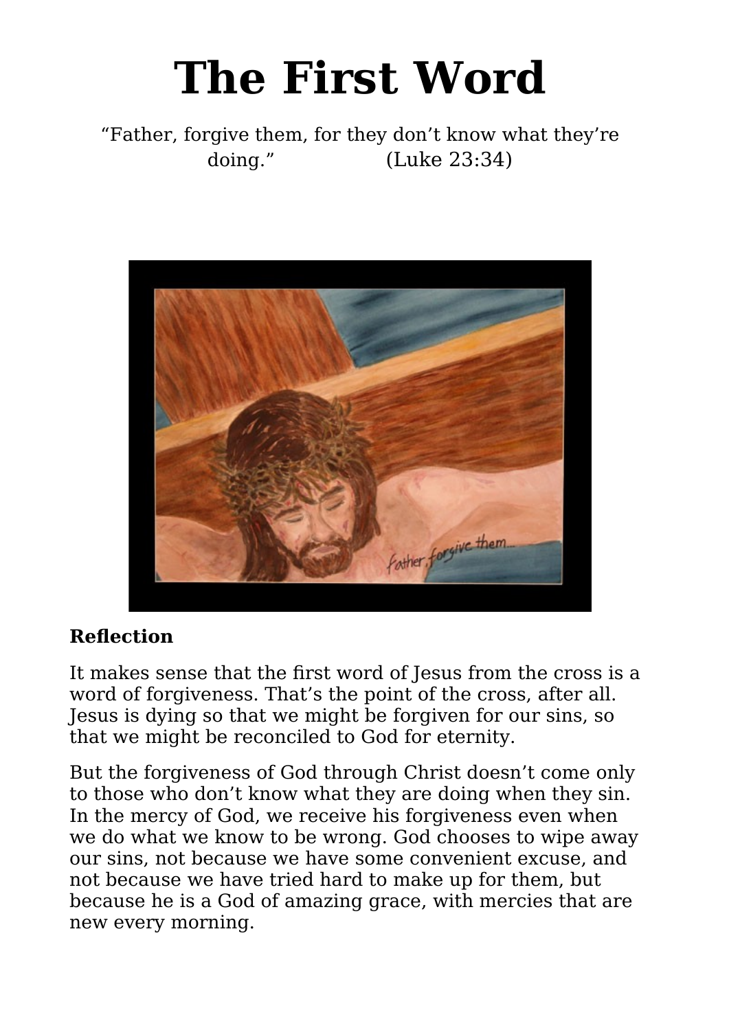# The First Word

"Father, forgive them, for they don't know what they're doing." (Luke 23:34)

**Reflection**

It makes sense that the first word of Jesus from the cross is a word of forgiveness. That's the point of the cross, after all. Jesus is dying so that we might be forgiven for our sins, so that we might be reconciled to God for eternity.

But the forgiveness of God through Christ doesn't come only to those who don't know what they are doing when they sin. In the mercy of God, we receive his forgiveness even when we do what we know to be wrong. God chooses to wipe away our sins, not because we have some convenient excuse, and not because we have tried hard to make up for them, but because he is a God of amazing grace, with mercies that are new every morning.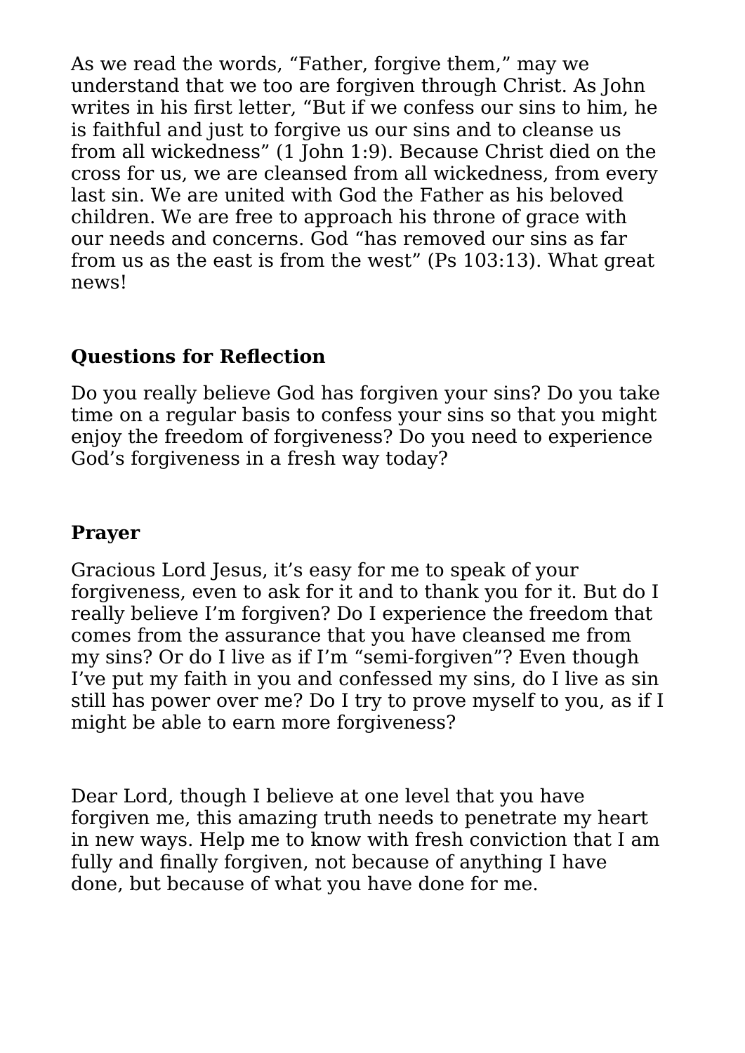As we read the words, “Father, forgive them,” may we understand that we too are forgiven through Christ. As John writes in his first letter, “But if we confess our sins to him, he is faithful and just to forgive us our sins and to cleanse us from all wickedness” (1 John 1:9). Because Christ died on the cross for us, we are cleansed from all wickedness, from every last sin. We are united with God the Father as his beloved children. We are free to approach his throne of grace with our needs and concerns. God “has removed our sins as far from us as the east is from the west” (Ps 103:13). What great news!

## Questions for Reflection

Do you really believe God has forgiven your sins? Do you take time on a regular basis to confess your sins so that you might enjoy the freedom of forgiveness? Do you need to experience God’s forgiveness in a fresh way today?

## Prayer

Gracious Lord Jesus, it’s easy for me to speak of your forgiveness, even to ask for it and to thank you for it. But do I really believe I’m forgiven? Do I experience the freedom that comes from the assurance that you have cleansed me from my sins? Or do I live as if I’m “semi-forgiven”? Even though I’ve put my faith in you and confessed my sins, do I live as sin still has power over me? Do I try to prove myself to you, as if I might be able to earn more forgiveness?

Dear Lord, though I believe at one level that you have forgiven me, this amazing truth needs to penetrate my heart in new ways. Help me to know with fresh conviction that I am fully and finally forgiven, not because of anything I have done, but because of what you have done for me.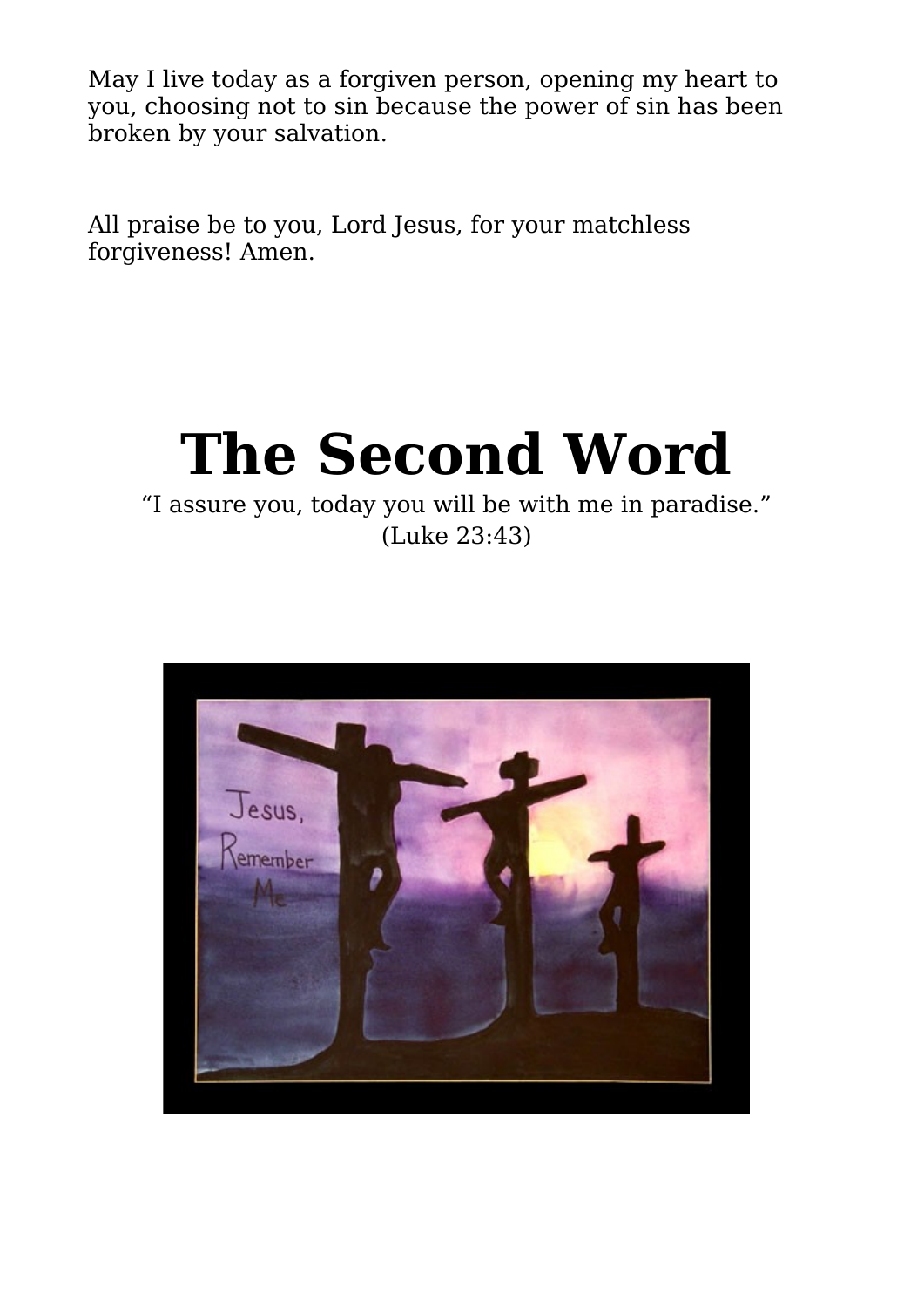May I live today as a forgiven person, opening my heart to you, choosing not to sin because the power of sin has been broken by your salvation.

All praise be to you, Lord Jesus, for your matchless forgiveness! Amen.

# The Second Word

"I assure you, today you will be with me in paradise." (Luke 23:43)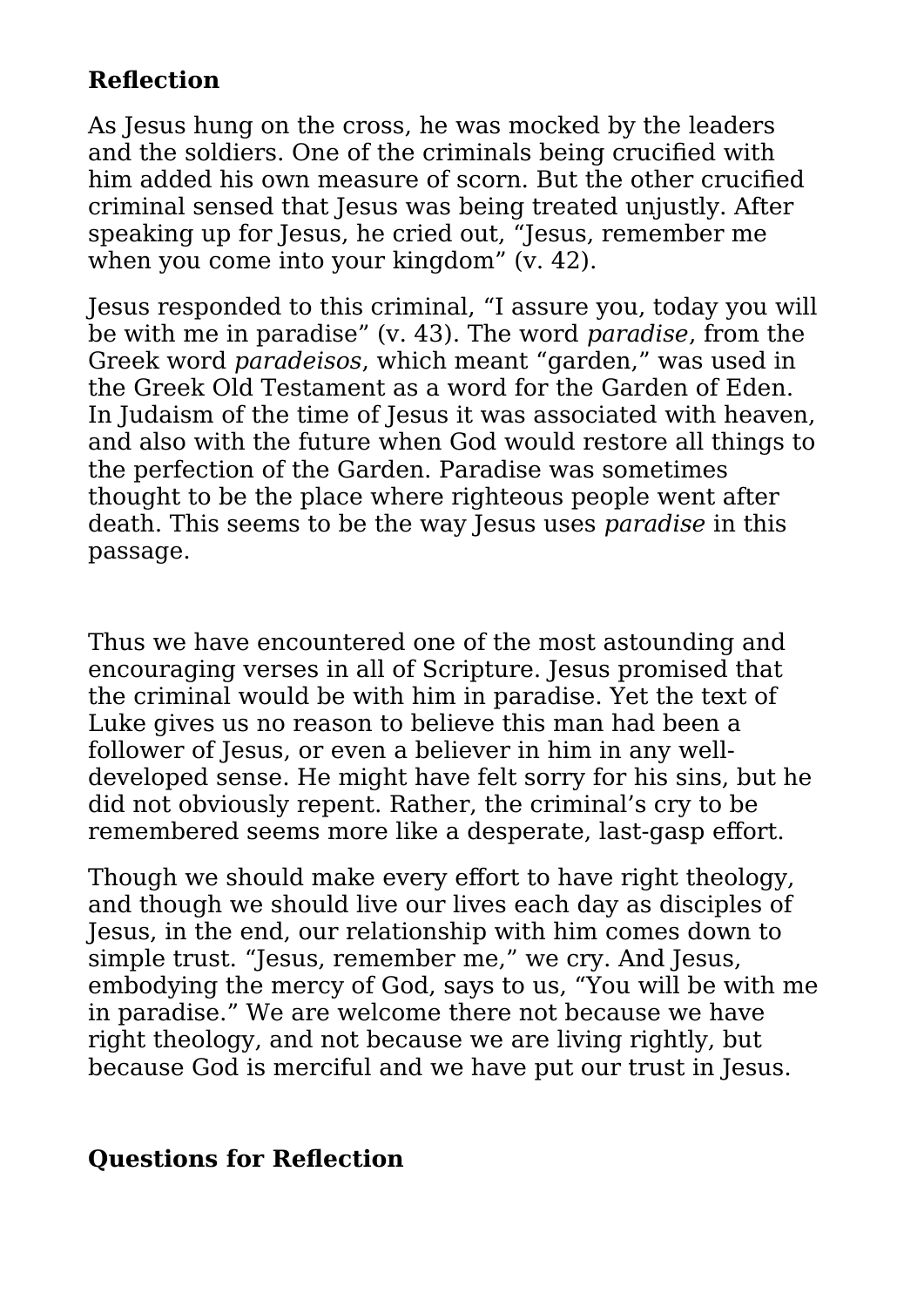**Reflection**

As Jesus hung on the cross, he was mocked by the leaders and the soldiers. One of the criminals being crucified with him added his own measure of scorn. But the other crucified criminal sensed that Jesus was being treated unjustly. After speaking up for Jesus, he cried out, “Jesus, remember me when you come into your kingdom” (v. 42).

Jesus responded to this criminal, “I assure you, today you will be with me in paradise” (v. 43). The word *paradise*, from the Greek word *paradeisos*, which meant “garden,” was used in the Greek Old Testament as a word for the Garden of Eden. In Judaism of the time of Jesus it was associated with heaven, and also with the future when God would restore all things to the perfection of the Garden. Paradise was sometimes thought to be the place where righteous people went after death. This seems to be the way Jesus uses *paradise* in this passage.

Thus we have encountered one of the most astounding and encouraging verses in all of Scripture. Jesus promised that the criminal would be with him in paradise. Yet the text of Luke gives us no reason to believe this man had been a follower of Jesus, or even a believer in him in any well-developed sense. He might have felt sorry for his sins, but he did not obviously repent. Rather, the criminal’s cry to be remembered seems more like a desperate, last-gasp effort.

Though we should make every effort to have right theology, and though we should live our lives each day as disciples of Jesus, in the end, our relationship with him comes down to simple trust. “Jesus, remember me,” we cry. And Jesus, embodying the mercy of God, says to us, “You will be with me in paradise.” We are welcome there not because we have right theology, and not because we are living rightly, but because God is merciful and we have put our trust in Jesus.

**Questions for Reflection**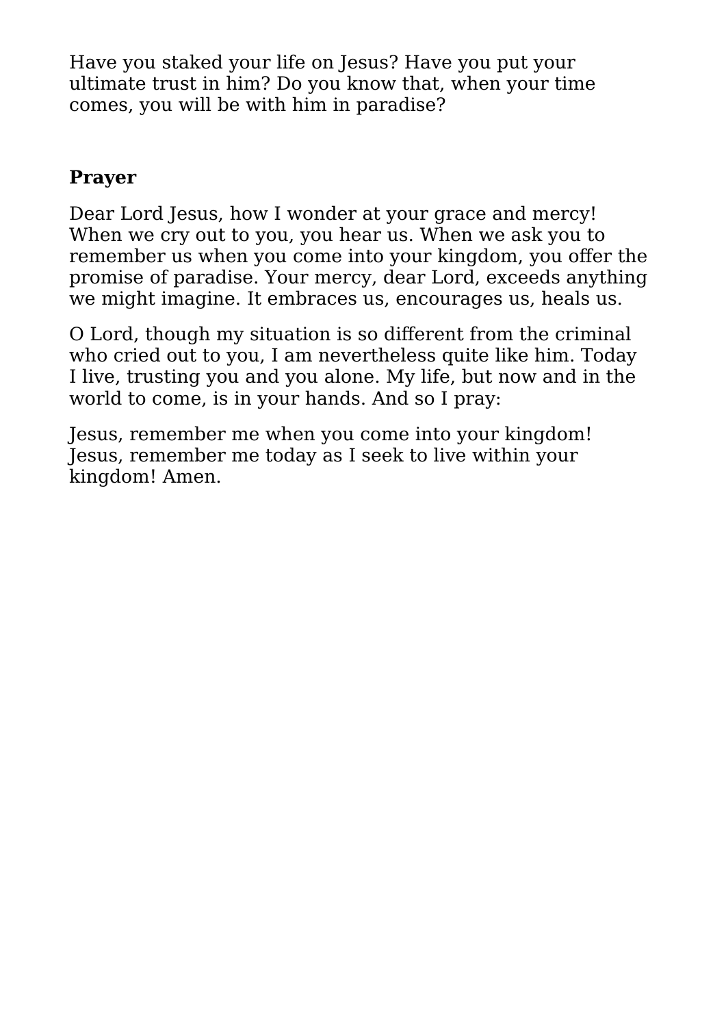Have you staked your life on Jesus? Have you put your ultimate trust in him? Do you know that, when your time comes, you will be with him in paradise?

**Prayer**

Dear Lord Jesus, how I wonder at your grace and mercy! When we cry out to you, you hear us. When we ask you to remember us when you come into your kingdom, you offer the promise of paradise. Your mercy, dear Lord, exceeds anything we might imagine. It embraces us, encourages us, heals us.

O Lord, though my situation is so different from the criminal who cried out to you, I am nevertheless quite like him. Today I live, trusting you and you alone. My life, but now and in the world to come, is in your hands. And so I pray:

Jesus, remember me when you come into your kingdom! Jesus, remember me today as I seek to live within your kingdom! Amen.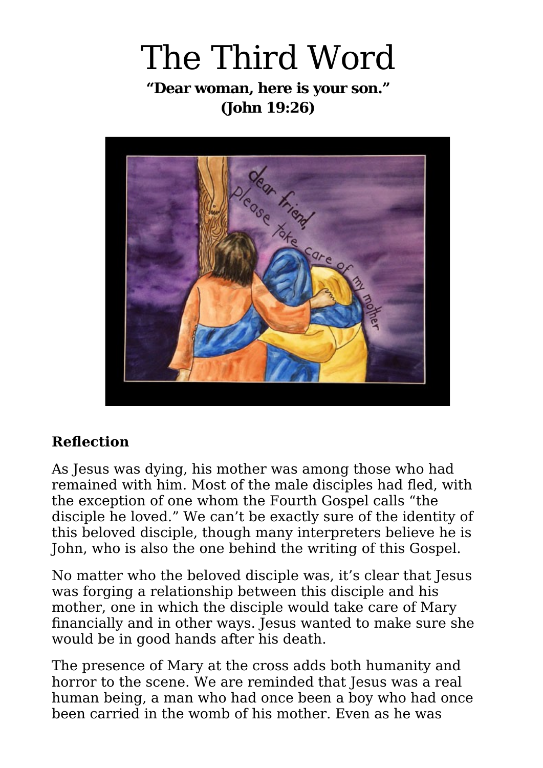# The Third Word

**"Dear woman, here is your son."**
**(John 19:26)**

## Reflection

As Jesus was dying, his mother was among those who had remained with him. Most of the male disciples had fled, with the exception of one whom the Fourth Gospel calls "the disciple he loved." We can't be exactly sure of the identity of this beloved disciple, though many interpreters believe he is John, who is also the one behind the writing of this Gospel.

No matter who the beloved disciple was, it's clear that Jesus was forging a relationship between this disciple and his mother, one in which the disciple would take care of Mary financially and in other ways. Jesus wanted to make sure she would be in good hands after his death.

The presence of Mary at the cross adds both humanity and horror to the scene. We are reminded that Jesus was a real human being, a man who had once been a boy who had once been carried in the womb of his mother. Even as he was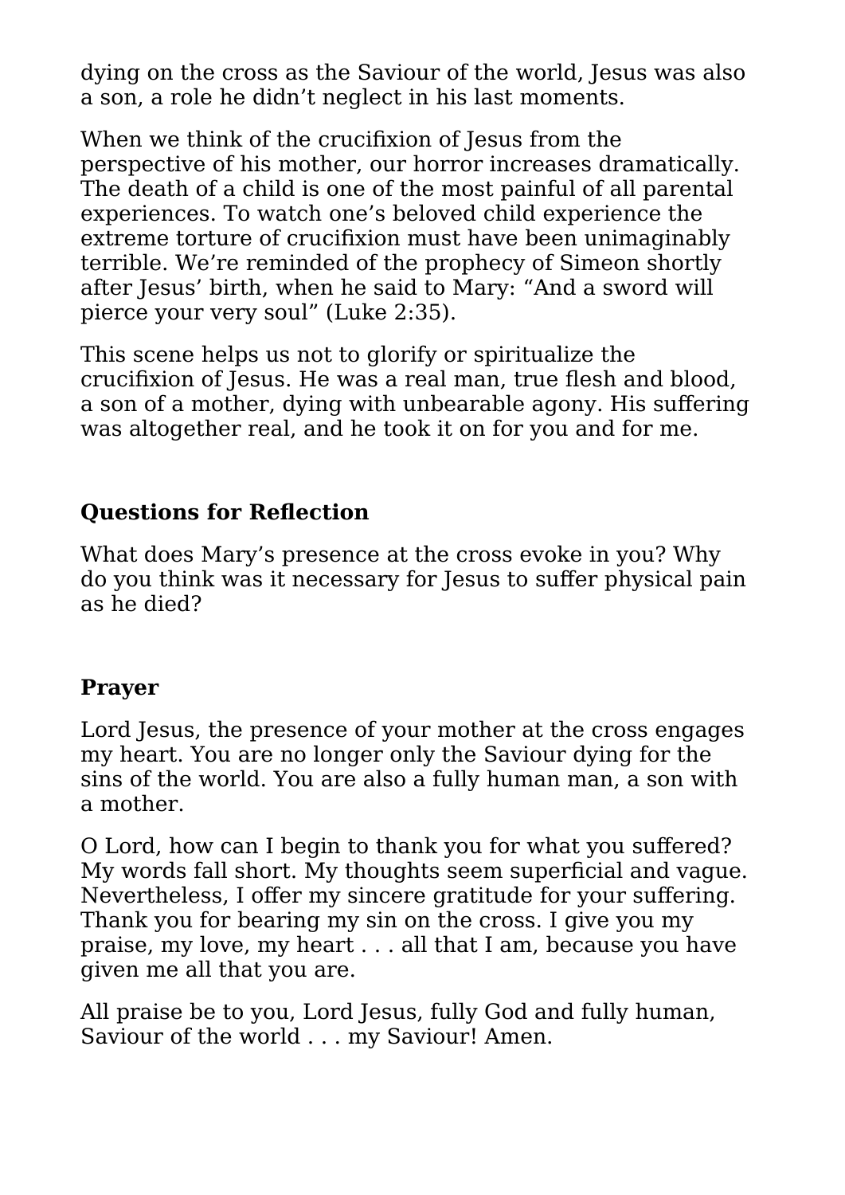dying on the cross as the Saviour of the world, Jesus was also a son, a role he didn't neglect in his last moments.

When we think of the crucifixion of Jesus from the perspective of his mother, our horror increases dramatically. The death of a child is one of the most painful of all parental experiences. To watch one's beloved child experience the extreme torture of crucifixion must have been unimaginably terrible. We're reminded of the prophecy of Simeon shortly after Jesus' birth, when he said to Mary: "And a sword will pierce your very soul" (Luke 2:35).

This scene helps us not to glorify or spiritualize the crucifixion of Jesus. He was a real man, true flesh and blood, a son of a mother, dying with unbearable agony. His suffering was altogether real, and he took it on for you and for me.

**Questions for Reflection**

What does Mary's presence at the cross evoke in you? Why do you think was it necessary for Jesus to suffer physical pain as he died?

**Prayer**

Lord Jesus, the presence of your mother at the cross engages my heart. You are no longer only the Saviour dying for the sins of the world. You are also a fully human man, a son with a mother.

O Lord, how can I begin to thank you for what you suffered? My words fall short. My thoughts seem superficial and vague. Nevertheless, I offer my sincere gratitude for your suffering. Thank you for bearing my sin on the cross. I give you my praise, my love, my heart . . . all that I am, because you have given me all that you are.

All praise be to you, Lord Jesus, fully God and fully human, Saviour of the world . . . my Saviour! Amen.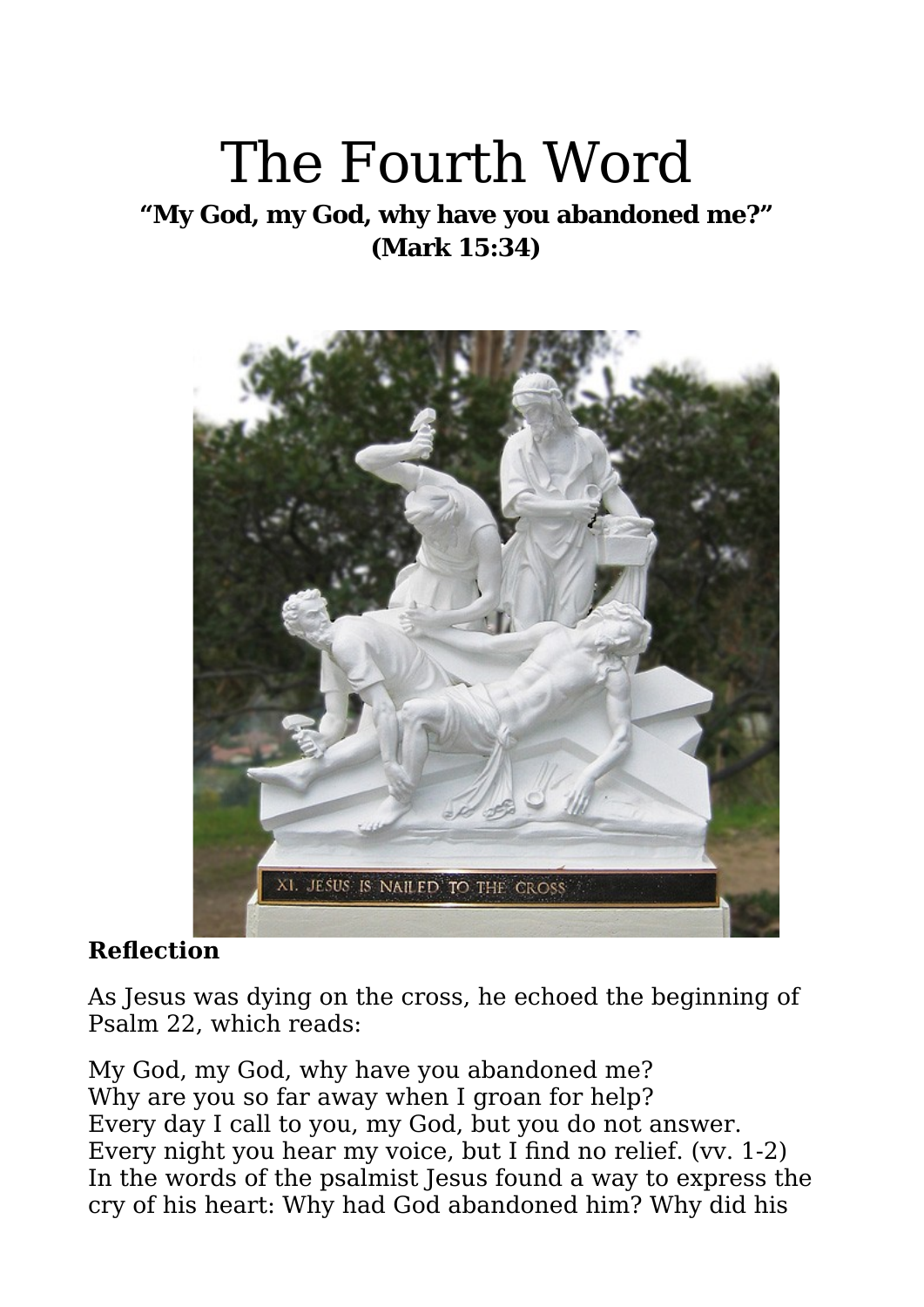# The Fourth Word

**"My God, my God, why have you abandoned me?"**
**(Mark 15:34)**

**Reflection**

As Jesus was dying on the cross, he echoed the beginning of Psalm 22, which reads:

My God, my God, why have you abandoned me?
Why are you so far away when I groan for help?
Every day I call to you, my God, but you do not answer.
Every night you hear my voice, but I find no relief. (vv. 1-2)
In the words of the psalmist Jesus found a way to express the cry of his heart: Why had God abandoned him? Why did his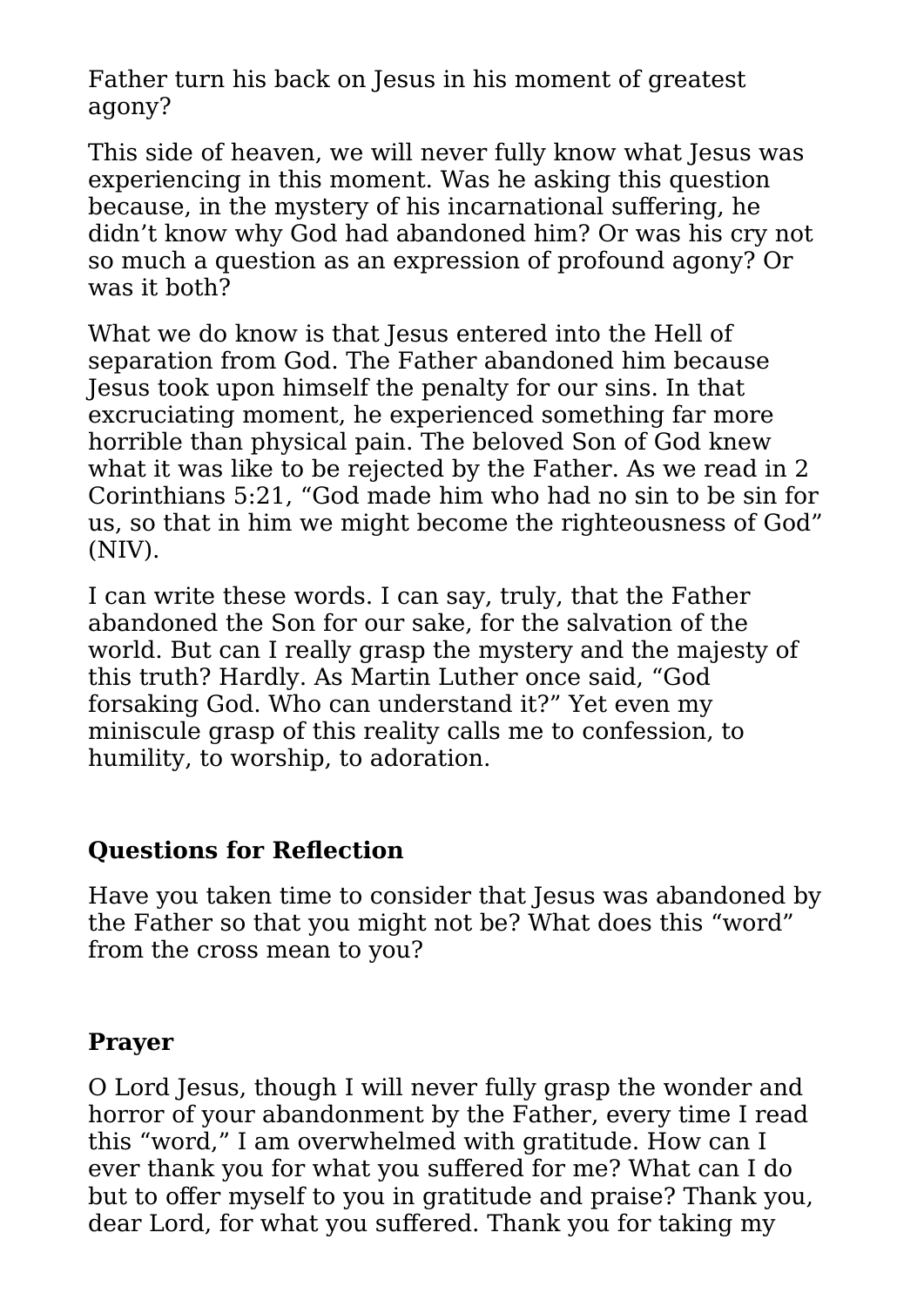Father turn his back on Jesus in his moment of greatest agony?

This side of heaven, we will never fully know what Jesus was experiencing in this moment. Was he asking this question because, in the mystery of his incarnational suffering, he didn't know why God had abandoned him? Or was his cry not so much a question as an expression of profound agony? Or was it both?

What we do know is that Jesus entered into the Hell of separation from God. The Father abandoned him because Jesus took upon himself the penalty for our sins. In that excruciating moment, he experienced something far more horrible than physical pain. The beloved Son of God knew what it was like to be rejected by the Father. As we read in 2 Corinthians 5:21, "God made him who had no sin to be sin for us, so that in him we might become the righteousness of God" (NIV).

I can write these words. I can say, truly, that the Father abandoned the Son for our sake, for the salvation of the world. But can I really grasp the mystery and the majesty of this truth? Hardly. As Martin Luther once said, "God forsaking God. Who can understand it?" Yet even my miniscule grasp of this reality calls me to confession, to humility, to worship, to adoration.

**Questions for Reflection**

Have you taken time to consider that Jesus was abandoned by the Father so that you might not be? What does this "word" from the cross mean to you?

**Prayer**

O Lord Jesus, though I will never fully grasp the wonder and horror of your abandonment by the Father, every time I read this "word," I am overwhelmed with gratitude. How can I ever thank you for what you suffered for me? What can I do but to offer myself to you in gratitude and praise? Thank you, dear Lord, for what you suffered. Thank you for taking my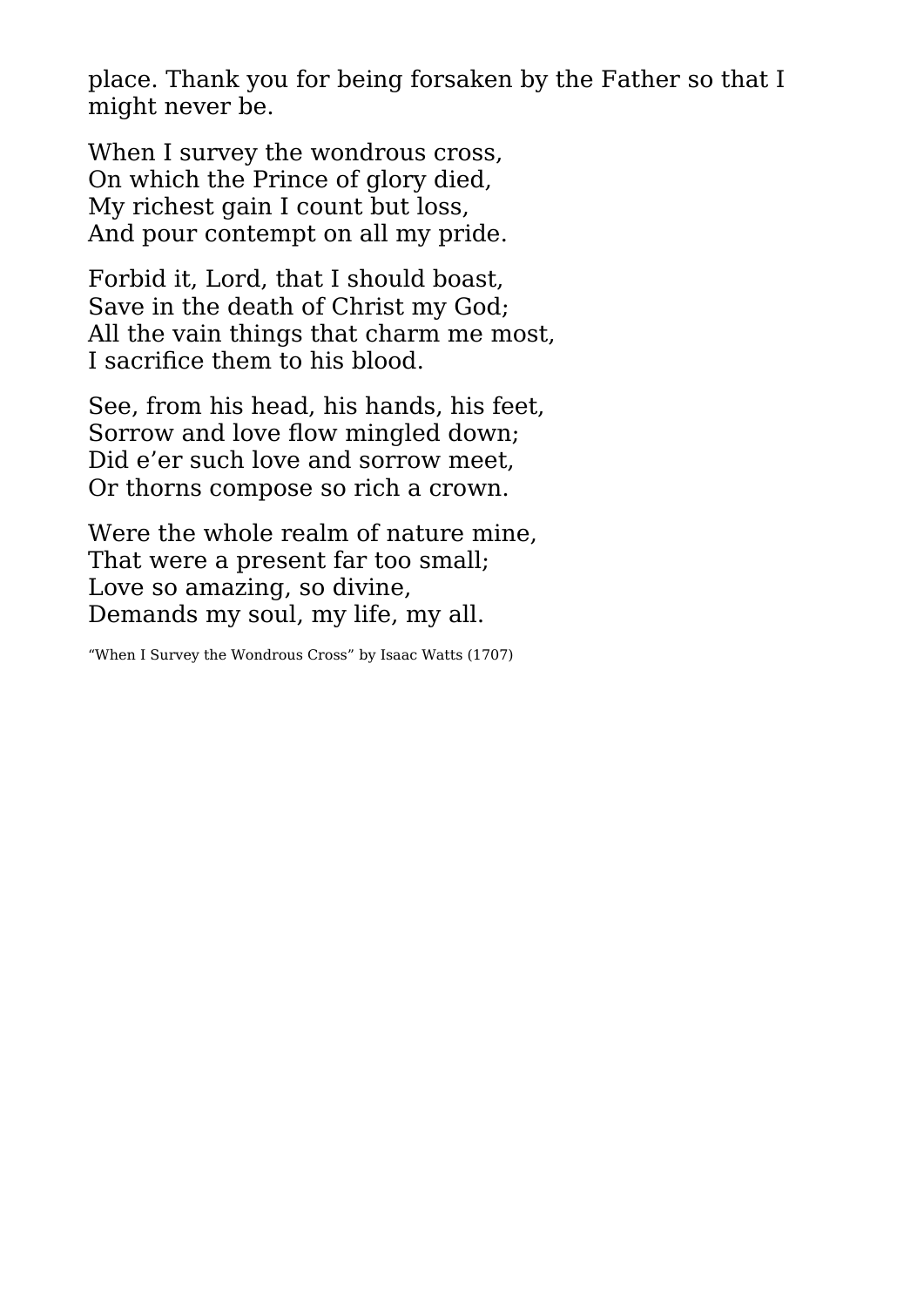place. Thank you for being forsaken by the Father so that I might never be.

When I survey the wondrous cross,  
On which the Prince of glory died,  
My richest gain I count but loss,  
And pour contempt on all my pride.

Forbid it, Lord, that I should boast,  
Save in the death of Christ my God;  
All the vain things that charm me most,  
I sacrifice them to his blood.

See, from his head, his hands, his feet,  
Sorrow and love flow mingled down;  
Did e'er such love and sorrow meet,  
Or thorns compose so rich a crown.

Were the whole realm of nature mine,  
That were a present far too small;  
Love so amazing, so divine,  
Demands my soul, my life, my all.

"When I Survey the Wondrous Cross" by Isaac Watts (1707)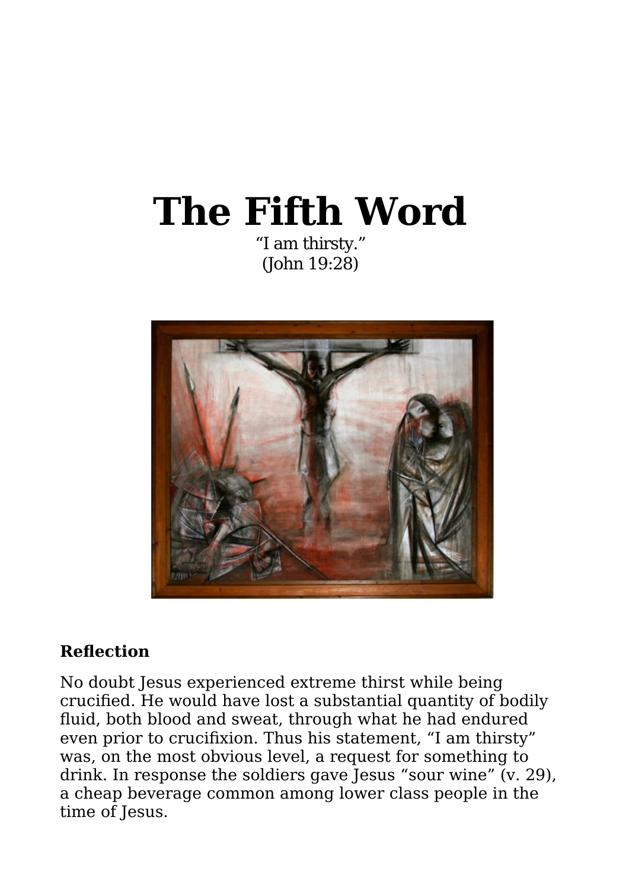# The Fifth Word

"I am thirsty."
(John 19:28)

**Reflection**

No doubt Jesus experienced extreme thirst while being crucified. He would have lost a substantial quantity of bodily fluid, both blood and sweat, through what he had endured even prior to crucifixion. Thus his statement, "I am thirsty" was, on the most obvious level, a request for something to drink. In response the soldiers gave Jesus "sour wine" (v. 29), a cheap beverage common among lower class people in the time of Jesus.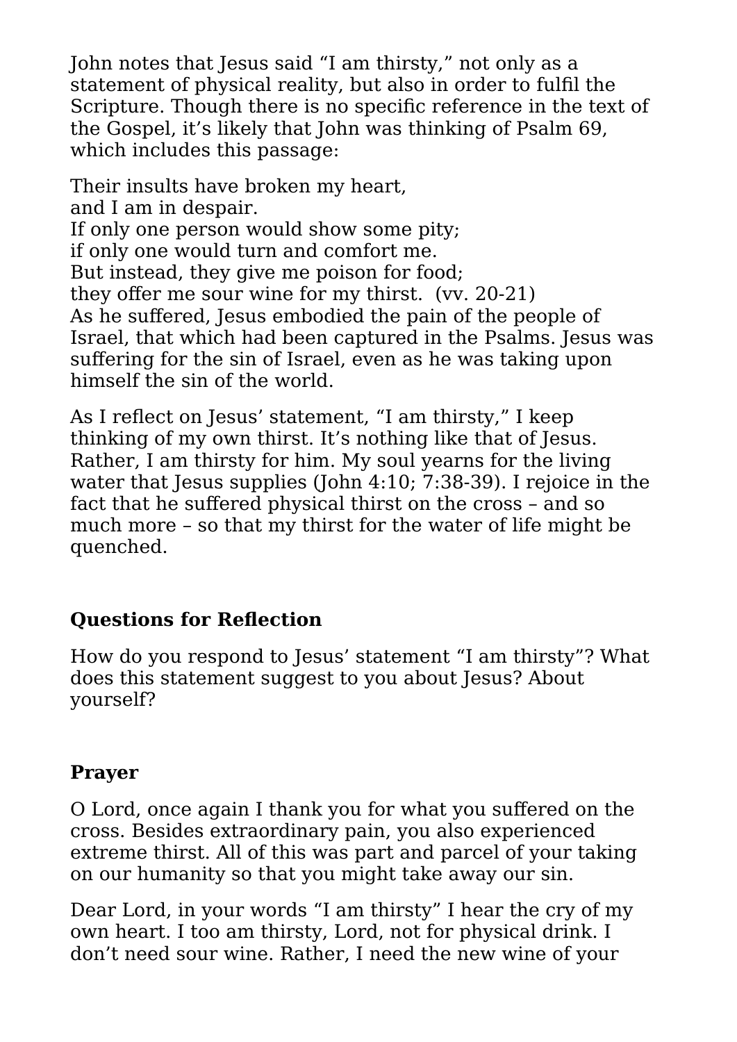John notes that Jesus said “I am thirsty,” not only as a statement of physical reality, but also in order to fulfil the Scripture. Though there is no specific reference in the text of the Gospel, it’s likely that John was thinking of Psalm 69, which includes this passage:

Their insults have broken my heart,
and I am in despair.
If only one person would show some pity;
if only one would turn and comfort me.
But instead, they give me poison for food;
they offer me sour wine for my thirst.  (vv. 20-21)

As he suffered, Jesus embodied the pain of the people of Israel, that which had been captured in the Psalms. Jesus was suffering for the sin of Israel, even as he was taking upon himself the sin of the world.

As I reflect on Jesus’ statement, “I am thirsty,” I keep thinking of my own thirst. It’s nothing like that of Jesus. Rather, I am thirsty for him. My soul yearns for the living water that Jesus supplies (John 4:10; 7:38-39). I rejoice in the fact that he suffered physical thirst on the cross – and so much more – so that my thirst for the water of life might be quenched.

## Questions for Reflection

How do you respond to Jesus’ statement “I am thirsty”? What does this statement suggest to you about Jesus? About yourself?

## Prayer

O Lord, once again I thank you for what you suffered on the cross. Besides extraordinary pain, you also experienced extreme thirst. All of this was part and parcel of your taking on our humanity so that you might take away our sin.

Dear Lord, in your words “I am thirsty” I hear the cry of my own heart. I too am thirsty, Lord, not for physical drink. I don’t need sour wine. Rather, I need the new wine of your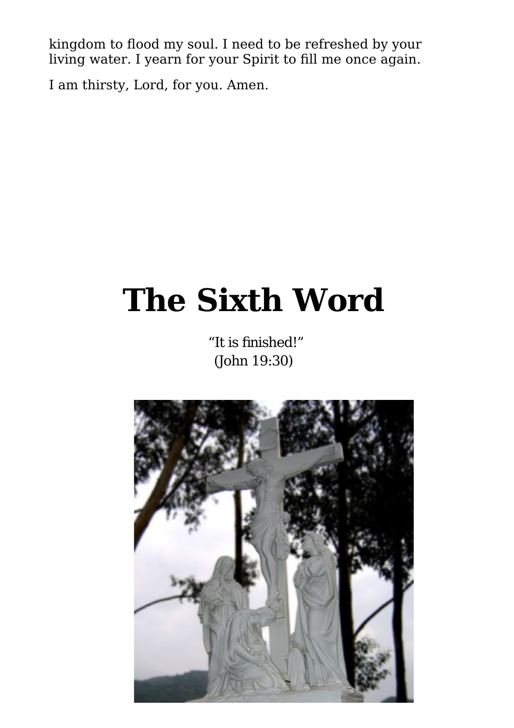kingdom to flood my soul. I need to be refreshed by your living water. I yearn for your Spirit to fill me once again.

I am thirsty, Lord, for you. Amen.

# The Sixth Word

"It is finished!"
(John 19:30)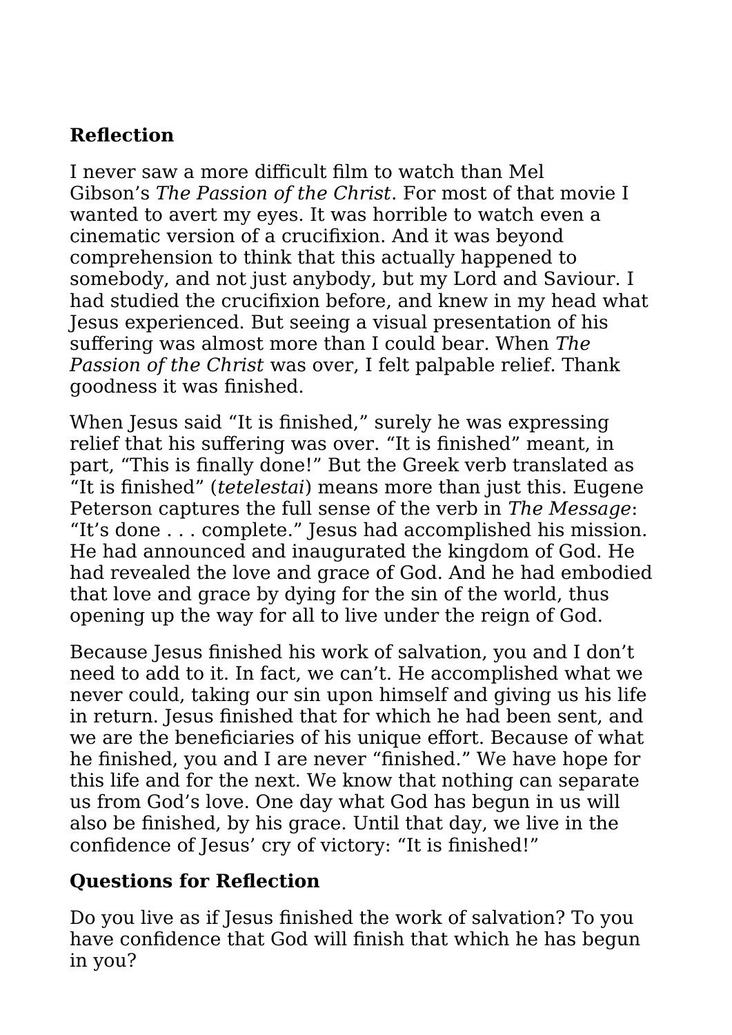## Reflection

I never saw a more difficult film to watch than Mel Gibson's *The Passion of the Christ*. For most of that movie I wanted to avert my eyes. It was horrible to watch even a cinematic version of a crucifixion. And it was beyond comprehension to think that this actually happened to somebody, and not just anybody, but my Lord and Saviour. I had studied the crucifixion before, and knew in my head what Jesus experienced. But seeing a visual presentation of his suffering was almost more than I could bear. When *The Passion of the Christ* was over, I felt palpable relief. Thank goodness it was finished.

When Jesus said "It is finished," surely he was expressing relief that his suffering was over. "It is finished" meant, in part, "This is finally done!" But the Greek verb translated as "It is finished" (*tetelestai*) means more than just this. Eugene Peterson captures the full sense of the verb in *The Message*: "It's done . . . complete." Jesus had accomplished his mission. He had announced and inaugurated the kingdom of God. He had revealed the love and grace of God. And he had embodied that love and grace by dying for the sin of the world, thus opening up the way for all to live under the reign of God.

Because Jesus finished his work of salvation, you and I don't need to add to it. In fact, we can't. He accomplished what we never could, taking our sin upon himself and giving us his life in return. Jesus finished that for which he had been sent, and we are the beneficiaries of his unique effort. Because of what he finished, you and I are never "finished." We have hope for this life and for the next. We know that nothing can separate us from God's love. One day what God has begun in us will also be finished, by his grace. Until that day, we live in the confidence of Jesus' cry of victory: "It is finished!"

## Questions for Reflection

Do you live as if Jesus finished the work of salvation? To you have confidence that God will finish that which he has begun in you?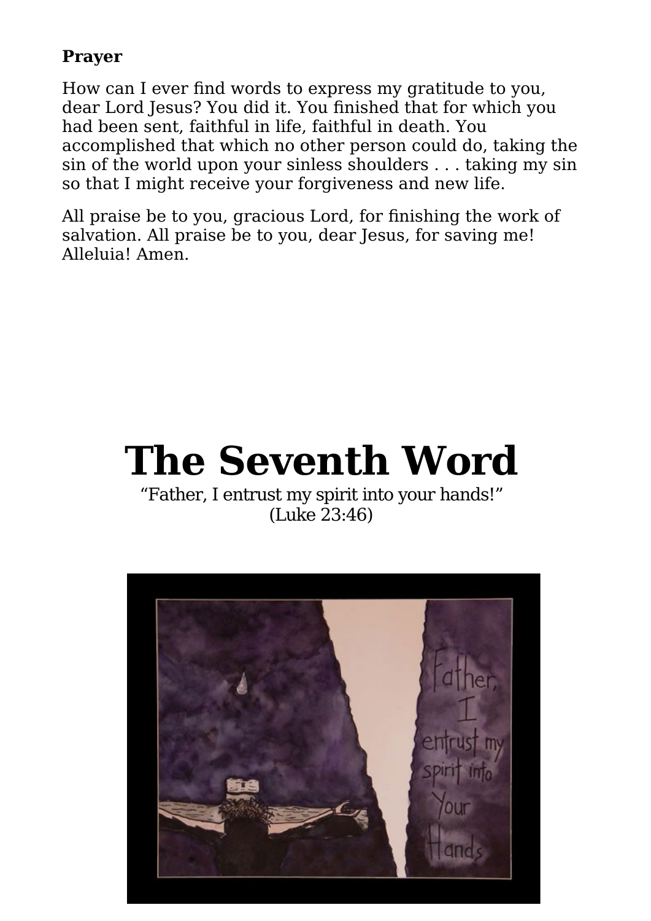**Prayer**

How can I ever find words to express my gratitude to you, dear Lord Jesus? You did it. You finished that for which you had been sent, faithful in life, faithful in death. You accomplished that which no other person could do, taking the sin of the world upon your sinless shoulders . . . taking my sin so that I might receive your forgiveness and new life.

All praise be to you, gracious Lord, for finishing the work of salvation. All praise be to you, dear Jesus, for saving me! Alleluia! Amen.

# The Seventh Word

"Father, I entrust my spirit into your hands!"
(Luke 23:46)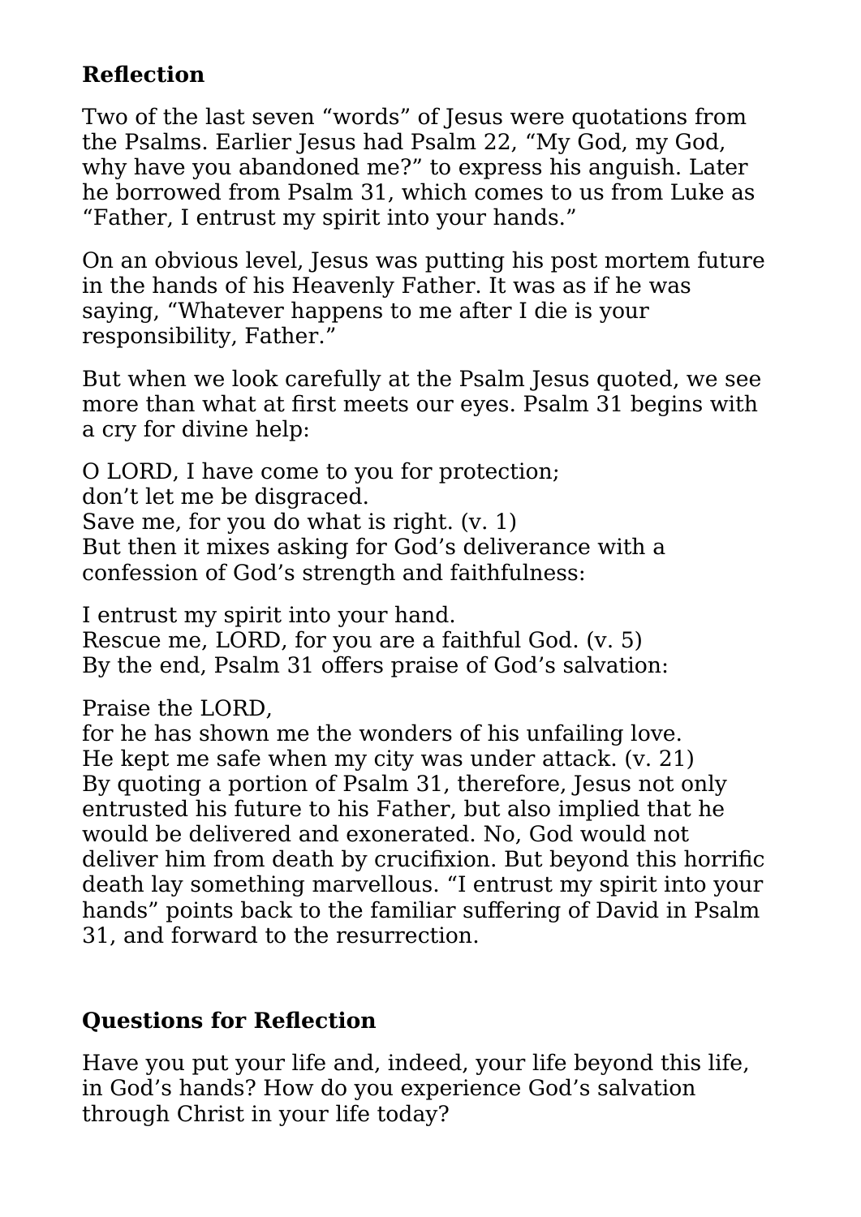## Reflection

Two of the last seven "words" of Jesus were quotations from the Psalms. Earlier Jesus had Psalm 22, "My God, my God, why have you abandoned me?" to express his anguish. Later he borrowed from Psalm 31, which comes to us from Luke as "Father, I entrust my spirit into your hands."

On an obvious level, Jesus was putting his post mortem future in the hands of his Heavenly Father. It was as if he was saying, "Whatever happens to me after I die is your responsibility, Father."

But when we look carefully at the Psalm Jesus quoted, we see more than what at first meets our eyes. Psalm 31 begins with a cry for divine help:

O LORD, I have come to you for protection;  
don't let me be disgraced.  
Save me, for you do what is right. (v. 1)  
But then it mixes asking for God's deliverance with a confession of God's strength and faithfulness:

I entrust my spirit into your hand.  
Rescue me, LORD, for you are a faithful God. (v. 5)  
By the end, Psalm 31 offers praise of God's salvation:

Praise the LORD,  
for he has shown me the wonders of his unfailing love.  
He kept me safe when my city was under attack. (v. 21)  
By quoting a portion of Psalm 31, therefore, Jesus not only entrusted his future to his Father, but also implied that he would be delivered and exonerated. No, God would not deliver him from death by crucifixion. But beyond this horrific death lay something marvellous. "I entrust my spirit into your hands" points back to the familiar suffering of David in Psalm 31, and forward to the resurrection.

## Questions for Reflection

Have you put your life and, indeed, your life beyond this life, in God's hands? How do you experience God's salvation through Christ in your life today?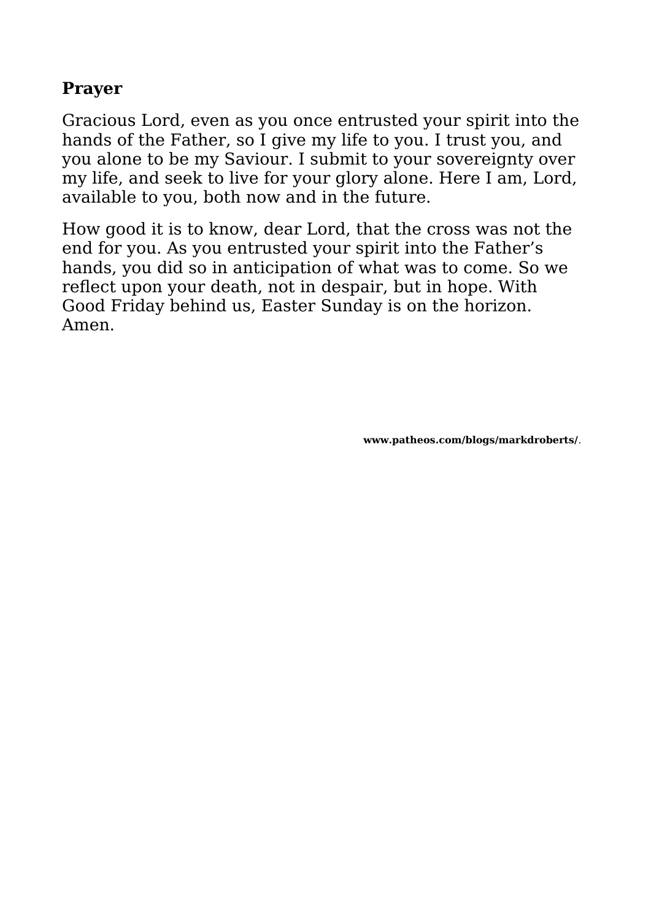**Prayer**

Gracious Lord, even as you once entrusted your spirit into the hands of the Father, so I give my life to you. I trust you, and you alone to be my Saviour. I submit to your sovereignty over my life, and seek to live for your glory alone. Here I am, Lord, available to you, both now and in the future.

How good it is to know, dear Lord, that the cross was not the end for you. As you entrusted your spirit into the Father's hands, you did so in anticipation of what was to come. So we reflect upon your death, not in despair, but in hope. With Good Friday behind us, Easter Sunday is on the horizon. Amen.

**www.patheos.com/blogs/markdroberts/**.